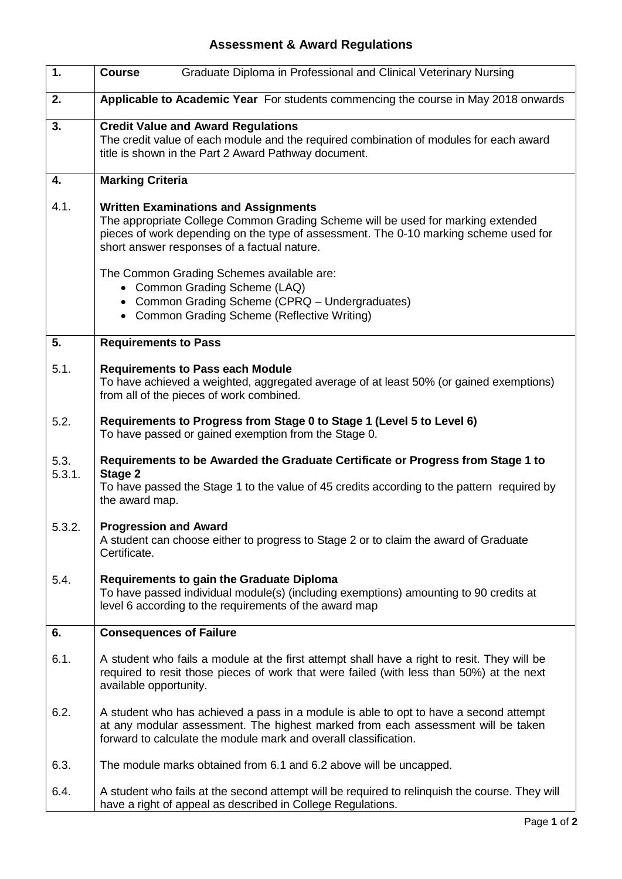# Assessment & Award Regulations

| | |
|---|---|
| **1.** | **Course** Graduate Diploma in Professional and Clinical Veterinary Nursing |
| **2.** | **Applicable to Academic Year** For students commencing the course in May 2018 onwards |
| **3.** | **Credit Value and Award Regulations**<br>The credit value of each module and the required combination of modules for each award title is shown in the Part 2 Award Pathway document. |
| **4.** | **Marking Criteria** |
| 4.1. | **Written Examinations and Assignments**<br>The appropriate College Common Grading Scheme will be used for marking extended pieces of work depending on the type of assessment. The 0-10 marking scheme used for short answer responses of a factual nature.<br><br>The Common Grading Schemes available are:<br>• Common Grading Scheme (LAQ)<br>• Common Grading Scheme (CPRQ – Undergraduates)<br>• Common Grading Scheme (Reflective Writing) |
| **5.** | **Requirements to Pass** |
| 5.1. | **Requirements to Pass each Module**<br>To have achieved a weighted, aggregated average of at least 50% (or gained exemptions) from all of the pieces of work combined. |
| 5.2. | **Requirements to Progress from Stage 0 to Stage 1 (Level 5 to Level 6)**<br>To have passed or gained exemption from the Stage 0. |
| 5.3.<br>5.3.1. | **Requirements to be Awarded the Graduate Certificate or Progress from Stage 1 to Stage 2**<br>To have passed the Stage 1 to the value of 45 credits according to the pattern required by the award map. |
| 5.3.2. | **Progression and Award**<br>A student can choose either to progress to Stage 2 or to claim the award of Graduate Certificate. |
| 5.4. | **Requirements to gain the Graduate Diploma**<br>To have passed individual module(s) (including exemptions) amounting to 90 credits at level 6 according to the requirements of the award map |
| **6.** | **Consequences of Failure** |
| 6.1. | A student who fails a module at the first attempt shall have a right to resit. They will be required to resit those pieces of work that were failed (with less than 50%) at the next available opportunity. |
| 6.2. | A student who has achieved a pass in a module is able to opt to have a second attempt at any modular assessment. The highest marked from each assessment will be taken forward to calculate the module mark and overall classification. |
| 6.3. | The module marks obtained from 6.1 and 6.2 above will be uncapped. |
| 6.4. | A student who fails at the second attempt will be required to relinquish the course. They will have a right of appeal as described in College Regulations. |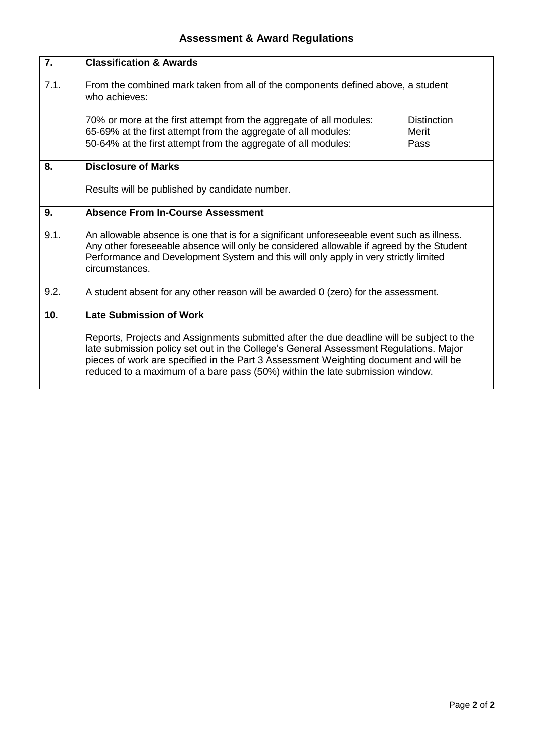# Assessment & Award Regulations

| | |
|---|---|
| **7.** | **Classification & Awards** |
| 7.1. | From the combined mark taken from all of the components defined above, a student who achieves:<br><br>70% or more at the first attempt from the aggregate of all modules: Distinction<br>65-69% at the first attempt from the aggregate of all modules: Merit<br>50-64% at the first attempt from the aggregate of all modules: Pass |
| **8.** | **Disclosure of Marks**<br><br>Results will be published by candidate number. |
| **9.** | **Absence From In-Course Assessment** |
| 9.1. | An allowable absence is one that is for a significant unforeseeable event such as illness. Any other foreseeable absence will only be considered allowable if agreed by the Student Performance and Development System and this will only apply in very strictly limited circumstances. |
| 9.2. | A student absent for any other reason will be awarded 0 (zero) for the assessment. |
| **10.** | **Late Submission of Work**<br><br>Reports, Projects and Assignments submitted after the due deadline will be subject to the late submission policy set out in the College's General Assessment Regulations. Major pieces of work are specified in the Part 3 Assessment Weighting document and will be reduced to a maximum of a bare pass (50%) within the late submission window. |